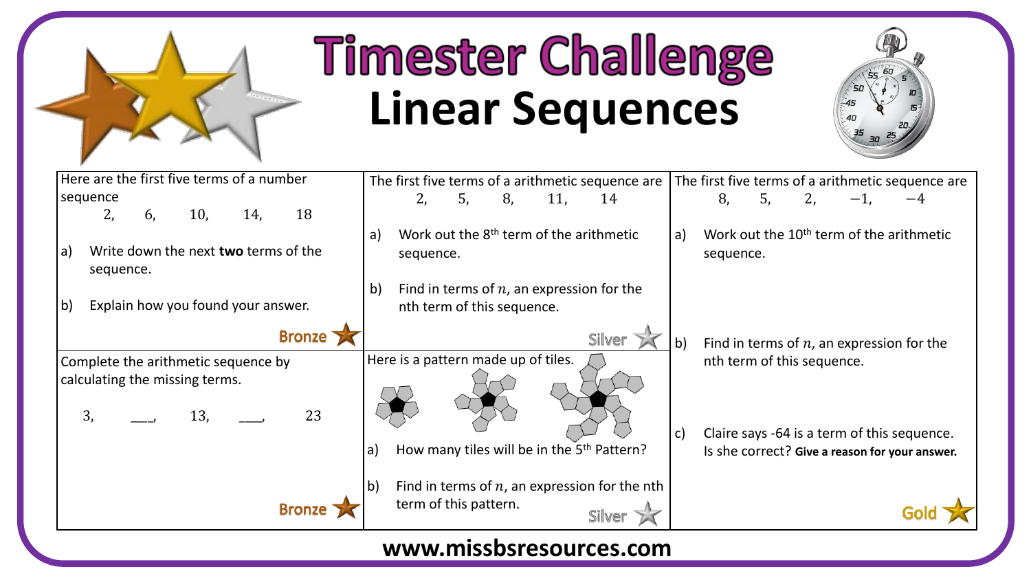# Timester Challenge

## Linear Sequences

Here are the first five terms of a number sequence

2, 6, 10, 14, 18

a) Write down the next **two** terms of the sequence.

b) Explain how you found your answer.

Bronze

Complete the arithmetic sequence by calculating the missing terms.

3, ___, 13, ___, 23

Bronze

The first five terms of a arithmetic sequence are

2, 5, 8, 11, 14

a) Work out the 8th term of the arithmetic sequence.

b) Find in terms of $n$, an expression for the nth term of this sequence.

Silver

Here is a pattern made up of tiles.

a) How many tiles will be in the 5th Pattern?

b) Find in terms of $n$, an expression for the nth term of this pattern.

Silver

The first five terms of a arithmetic sequence are

$8, \quad 5, \quad 2, \quad -1, \quad -4$

a) Work out the 10th term of the arithmetic sequence.

b) Find in terms of $n$, an expression for the nth term of this sequence.

c) Claire says -64 is a term of this sequence. Is she correct? **Give a reason for your answer.**

Gold

www.missbsresources.com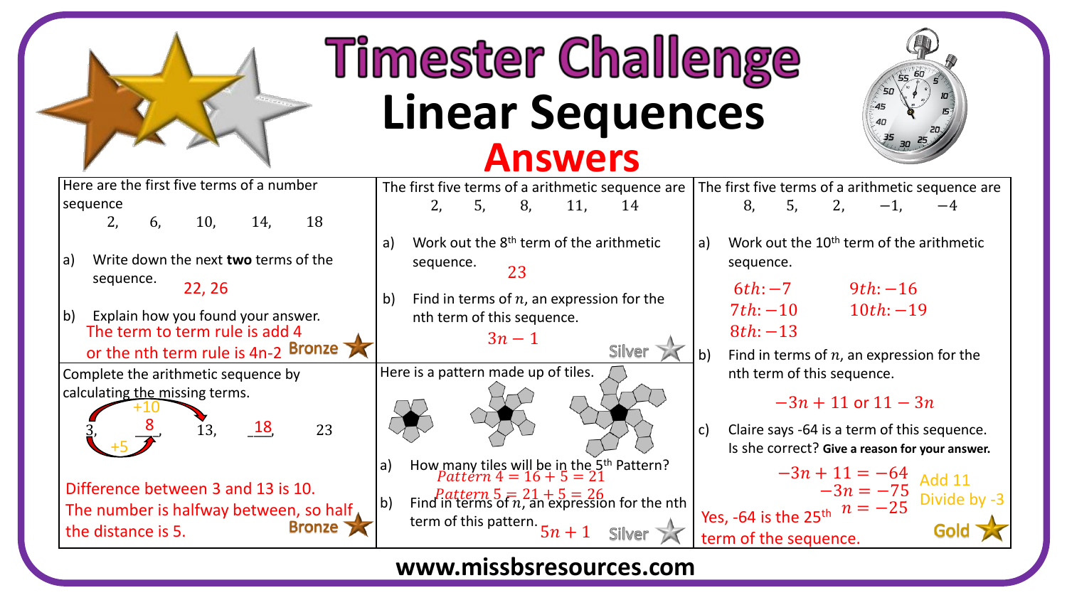# Timester Challenge

## Linear Sequences

## Answers

### Bronze

Here are the first five terms of a number sequence

2, 6, 10, 14, 18

a) Write down the next **two** terms of the sequence.

22, 26

b) Explain how you found your answer.

The term to term rule is add 4 or the nth term rule is 4n-2

### Silver

The first five terms of a arithmetic sequence are

2, 5, 8, 11, 14

a) Work out the 8th term of the arithmetic sequence.

23

b) Find in terms of $n$, an expression for the nth term of this sequence.

$3n - 1$

### Gold

The first five terms of a arithmetic sequence are

8, 5, 2, −1, −4

a) Work out the 10th term of the arithmetic sequence.

$6th: -7$ $\quad$ $9th: -16$

$7th: -10$ $\quad$ $10th: -19$

$8th: -13$

b) Find in terms of $n$, an expression for the nth term of this sequence.

$-3n + 11$ or $11 - 3n$

c) Claire says -64 is a term of this sequence. Is she correct? **Give a reason for your answer.**

$-3n + 11 = -64$ (Add 11)

$-3n = -75$ (Divide by -3)

$n = -25$

Yes, -64 is the 25th term of the sequence.

### Bronze

Complete the arithmetic sequence by calculating the missing terms.

3, 8, 13, 18, 23

(+10 from 3 to 13; +5 from 3 to 8)

Difference between 3 and 13 is 10. The number is halfway between, so half the distance is 5.

### Silver

Here is a pattern made up of tiles.

a) How many tiles will be in the 5th Pattern?

$Pattern\ 4 = 16 + 5 = 21$

$Pattern\ 5 = 21 + 5 = 26$

b) Find in terms of $n$, an expression for the nth term of this pattern.

$5n + 1$

www.missbsresources.com